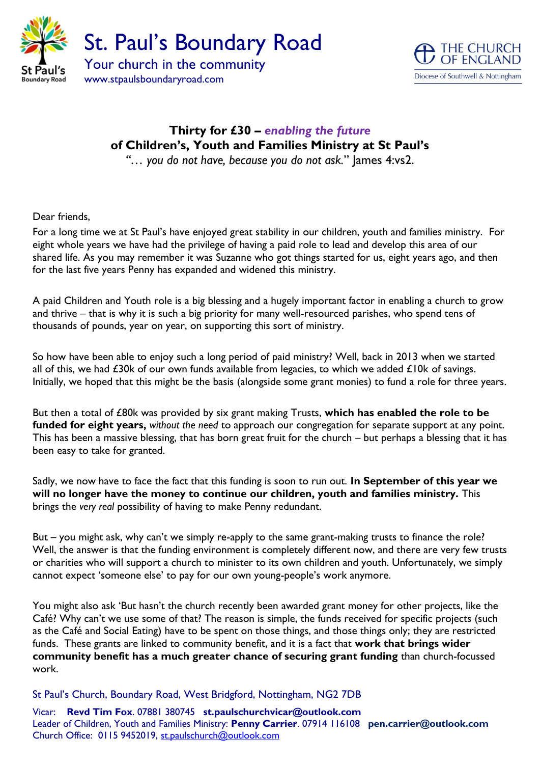# St. Paul's Boundary Road

Your church in the community
www.stpaulsboundaryroad.com

THE CHURCH OF ENGLAND
Diocese of Southwell & Nottingham

**Thirty for £30 –** ***enabling the future***
**of Children's, Youth and Families Ministry at St Paul's**
*"… you do not have, because you do not ask."* James 4:vs2.

Dear friends,

For a long time we at St Paul's have enjoyed great stability in our children, youth and families ministry. For eight whole years we have had the privilege of having a paid role to lead and develop this area of our shared life. As you may remember it was Suzanne who got things started for us, eight years ago, and then for the last five years Penny has expanded and widened this ministry.

A paid Children and Youth role is a big blessing and a hugely important factor in enabling a church to grow and thrive – that is why it is such a big priority for many well-resourced parishes, who spend tens of thousands of pounds, year on year, on supporting this sort of ministry.

So how have been able to enjoy such a long period of paid ministry? Well, back in 2013 when we started all of this, we had £30k of our own funds available from legacies, to which we added £10k of savings. Initially, we hoped that this might be the basis (alongside some grant monies) to fund a role for three years.

But then a total of £80k was provided by six grant making Trusts, **which has enabled the role to be funded for eight years,** *without the need* to approach our congregation for separate support at any point. This has been a massive blessing, that has born great fruit for the church – but perhaps a blessing that it has been easy to take for granted.

Sadly, we now have to face the fact that this funding is soon to run out. **In September of this year we will no longer have the money to continue our children, youth and families ministry.** This brings the *very real* possibility of having to make Penny redundant.

But – you might ask, why can't we simply re-apply to the same grant-making trusts to finance the role? Well, the answer is that the funding environment is completely different now, and there are very few trusts or charities who will support a church to minister to its own children and youth. Unfortunately, we simply cannot expect 'someone else' to pay for our own young-people's work anymore.

You might also ask 'But hasn't the church recently been awarded grant money for other projects, like the Café? Why can't we use some of that? The reason is simple, the funds received for specific projects (such as the Café and Social Eating) have to be spent on those things, and those things only; they are restricted funds. These grants are linked to community benefit, and it is a fact that **work that brings wider community benefit has a much greater chance of securing grant funding** than church-focussed work.

St Paul's Church, Boundary Road, West Bridgford, Nottingham, NG2 7DB

Vicar: **Revd Tim Fox**. 07881 380745 **st.paulschurchvicar@outlook.com**
Leader of Children, Youth and Families Ministry: **Penny Carrier**. 07914 116108 **pen.carrier@outlook.com**
Church Office: 0115 9452019, st.paulschurch@outlook.com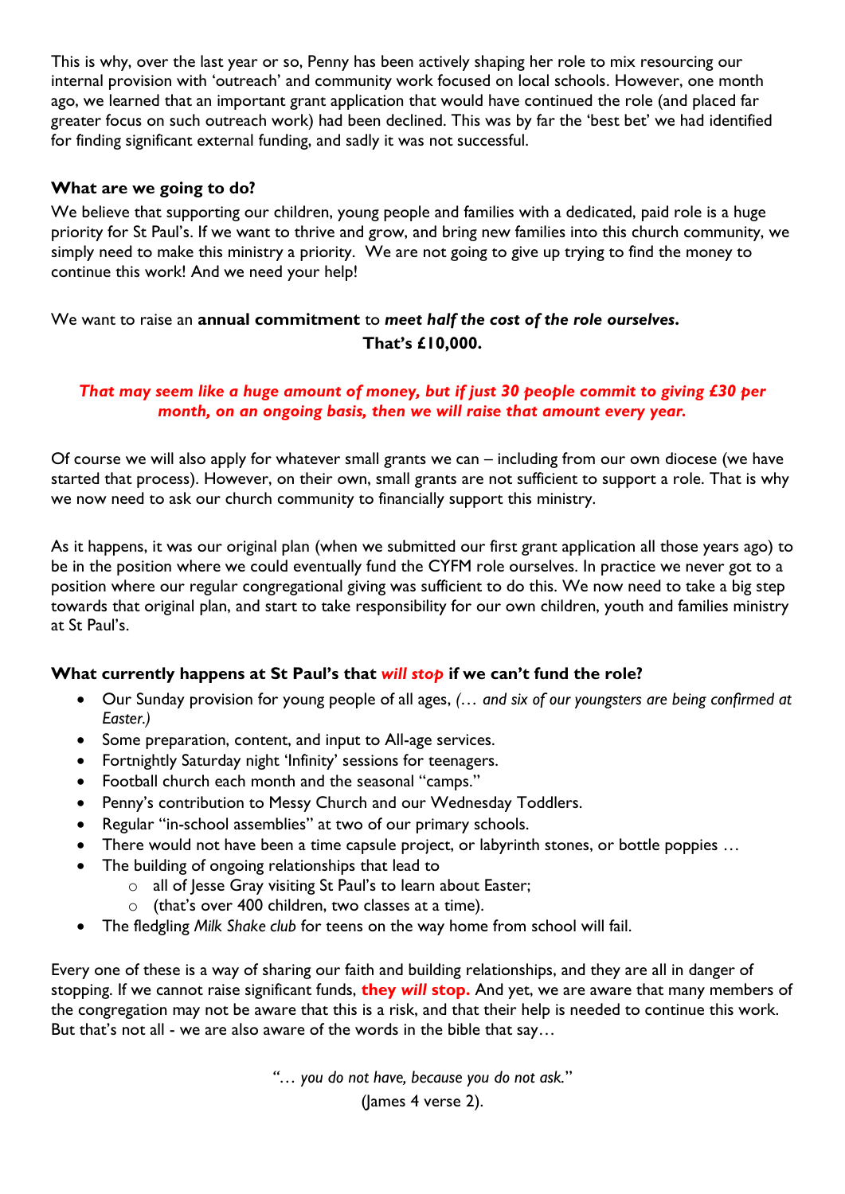This is why, over the last year or so, Penny has been actively shaping her role to mix resourcing our internal provision with 'outreach' and community work focused on local schools. However, one month ago, we learned that an important grant application that would have continued the role (and placed far greater focus on such outreach work) had been declined. This was by far the 'best bet' we had identified for finding significant external funding, and sadly it was not successful.

**What are we going to do?**

We believe that supporting our children, young people and families with a dedicated, paid role is a huge priority for St Paul's. If we want to thrive and grow, and bring new families into this church community, we simply need to make this ministry a priority. We are not going to give up trying to find the money to continue this work! And we need your help!

We want to raise an **annual commitment** to ***meet half the cost of the role ourselves*.**

**That's £10,000.**

***That may seem like a huge amount of money, but if just 30 people commit to giving £30 per month, on an ongoing basis, then we will raise that amount every year.***

Of course we will also apply for whatever small grants we can – including from our own diocese (we have started that process). However, on their own, small grants are not sufficient to support a role. That is why we now need to ask our church community to financially support this ministry.

As it happens, it was our original plan (when we submitted our first grant application all those years ago) to be in the position where we could eventually fund the CYFM role ourselves. In practice we never got to a position where our regular congregational giving was sufficient to do this. We now need to take a big step towards that original plan, and start to take responsibility for our own children, youth and families ministry at St Paul's.

**What currently happens at St Paul's that *will stop* if we can't fund the role?**

- Our Sunday provision for young people of all ages, *(… and six of our youngsters are being confirmed at Easter.)*
- Some preparation, content, and input to All-age services.
- Fortnightly Saturday night 'Infinity' sessions for teenagers.
- Football church each month and the seasonal "camps."
- Penny's contribution to Messy Church and our Wednesday Toddlers.
- Regular "in-school assemblies" at two of our primary schools.
- There would not have been a time capsule project, or labyrinth stones, or bottle poppies …
- The building of ongoing relationships that lead to
  - all of Jesse Gray visiting St Paul's to learn about Easter;
  - (that's over 400 children, two classes at a time).
- The fledgling *Milk Shake club* for teens on the way home from school will fail.

Every one of these is a way of sharing our faith and building relationships, and they are all in danger of stopping. If we cannot raise significant funds, **they *will* stop.** And yet, we are aware that many members of the congregation may not be aware that this is a risk, and that their help is needed to continue this work. But that's not all - we are also aware of the words in the bible that say…

*"… you do not have, because you do not ask."*

(James 4 verse 2).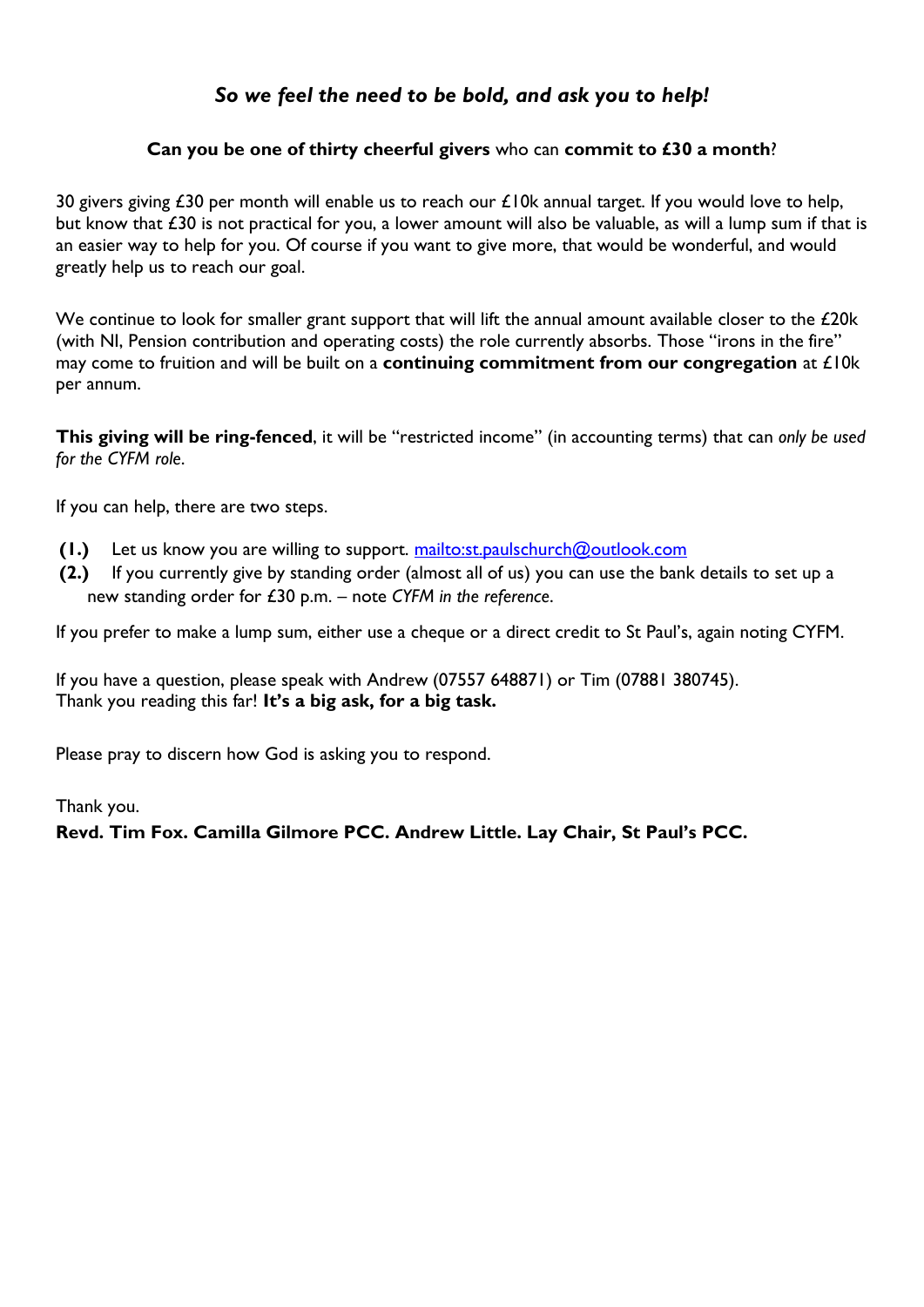*__So we feel the need to be bold, and ask you to help!__*

**Can you be one of thirty cheerful givers** who can **commit to £30 a month**?

30 givers giving £30 per month will enable us to reach our £10k annual target. If you would love to help, but know that £30 is not practical for you, a lower amount will also be valuable, as will a lump sum if that is an easier way to help for you. Of course if you want to give more, that would be wonderful, and would greatly help us to reach our goal.

We continue to look for smaller grant support that will lift the annual amount available closer to the £20k (with NI, Pension contribution and operating costs) the role currently absorbs. Those "irons in the fire" may come to fruition and will be built on a **continuing commitment from our congregation** at £10k per annum.

**This giving will be ring-fenced**, it will be "restricted income" (in accounting terms) that can *only be used for the CYFM role*.

If you can help, there are two steps.

**(1.)** Let us know you are willing to support. [mailto:st.paulschurch@outlook.com](mailto:st.paulschurch@outlook.com)

**(2.)** If you currently give by standing order (almost all of us) you can use the bank details to set up a new standing order for £30 p.m. – note *CYFM in the reference*.

If you prefer to make a lump sum, either use a cheque or a direct credit to St Paul's, again noting CYFM.

If you have a question, please speak with Andrew (07557 648871) or Tim (07881 380745).
Thank you reading this far! **It's a big ask, for a big task.**

Please pray to discern how God is asking you to respond.

Thank you.
**Revd. Tim Fox. Camilla Gilmore PCC. Andrew Little. Lay Chair, St Paul's PCC.**